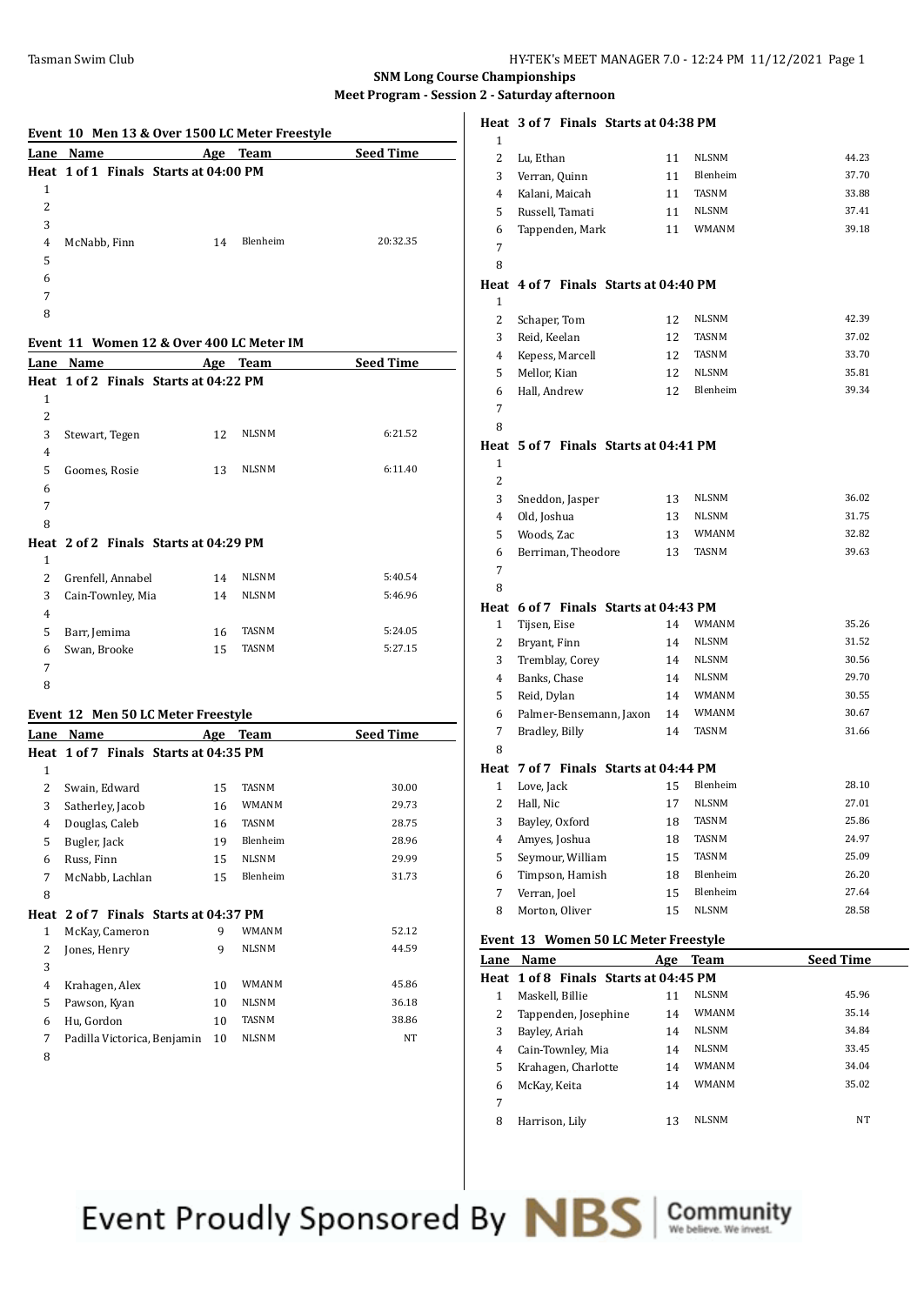**SNM Long Course Championships**

**Meet Program - Session 2 - Saturday afternoon**

### Event 10 Men 13 & Over 1500 LC Meter Freestyle

| Lane | Name | Age | Team | Seed Time |
|---|---|---|---|---|
| **Heat 1 of 1 Finals Starts at 04:00 PM** | | | | |
| 1 | | | | |
| 2 | | | | |
| 3 | | | | |
| 4 | McNabb, Finn | 14 | Blenheim | 20:32.35 |
| 5 | | | | |
| 6 | | | | |
| 7 | | | | |
| 8 | | | | |

### Event 11 Women 12 & Over 400 LC Meter IM

| Lane | Name | Age | Team | Seed Time |
|---|---|---|---|---|
| **Heat 1 of 2 Finals Starts at 04:22 PM** | | | | |
| 1 | | | | |
| 2 | | | | |
| 3 | Stewart, Tegen | 12 | NLSNM | 6:21.52 |
| 4 | | | | |
| 5 | Goomes, Rosie | 13 | NLSNM | 6:11.40 |
| 6 | | | | |
| 7 | | | | |
| 8 | | | | |
| **Heat 2 of 2 Finals Starts at 04:29 PM** | | | | |
| 1 | | | | |
| 2 | Grenfell, Annabel | 14 | NLSNM | 5:40.54 |
| 3 | Cain-Townley, Mia | 14 | NLSNM | 5:46.96 |
| 4 | | | | |
| 5 | Barr, Jemima | 16 | TASNM | 5:24.05 |
| 6 | Swan, Brooke | 15 | TASNM | 5:27.15 |
| 7 | | | | |
| 8 | | | | |

### Event 12 Men 50 LC Meter Freestyle

| Lane | Name | Age | Team | Seed Time |
|---|---|---|---|---|
| **Heat 1 of 7 Finals Starts at 04:35 PM** | | | | |
| 1 | | | | |
| 2 | Swain, Edward | 15 | TASNM | 30.00 |
| 3 | Satherley, Jacob | 16 | WMANM | 29.73 |
| 4 | Douglas, Caleb | 16 | TASNM | 28.75 |
| 5 | Bugler, Jack | 19 | Blenheim | 28.96 |
| 6 | Russ, Finn | 15 | NLSNM | 29.99 |
| 7 | McNabb, Lachlan | 15 | Blenheim | 31.73 |
| 8 | | | | |
| **Heat 2 of 7 Finals Starts at 04:37 PM** | | | | |
| 1 | McKay, Cameron | 9 | WMANM | 52.12 |
| 2 | Jones, Henry | 9 | NLSNM | 44.59 |
| 3 | | | | |
| 4 | Krahagen, Alex | 10 | WMANM | 45.86 |
| 5 | Pawson, Kyan | 10 | NLSNM | 36.18 |
| 6 | Hu, Gordon | 10 | TASNM | 38.86 |
| 7 | Padilla Victorica, Benjamin | 10 | NLSNM | NT |
| 8 | | | | |
| **Heat 3 of 7 Finals Starts at 04:38 PM** | | | | |
| 1 | | | | |
| 2 | Lu, Ethan | 11 | NLSNM | 44.23 |
| 3 | Verran, Quinn | 11 | Blenheim | 37.70 |
| 4 | Kalani, Maicah | 11 | TASNM | 33.88 |
| 5 | Russell, Tamati | 11 | NLSNM | 37.41 |
| 6 | Tappenden, Mark | 11 | WMANM | 39.18 |
| 7 | | | | |
| 8 | | | | |
| **Heat 4 of 7 Finals Starts at 04:40 PM** | | | | |
| 1 | | | | |
| 2 | Schaper, Tom | 12 | NLSNM | 42.39 |
| 3 | Reid, Keelan | 12 | TASNM | 37.02 |
| 4 | Kepess, Marcell | 12 | TASNM | 33.70 |
| 5 | Mellor, Kian | 12 | NLSNM | 35.81 |
| 6 | Hall, Andrew | 12 | Blenheim | 39.34 |
| 7 | | | | |
| 8 | | | | |
| **Heat 5 of 7 Finals Starts at 04:41 PM** | | | | |
| 1 | | | | |
| 2 | | | | |
| 3 | Sneddon, Jasper | 13 | NLSNM | 36.02 |
| 4 | Old, Joshua | 13 | NLSNM | 31.75 |
| 5 | Woods, Zac | 13 | WMANM | 32.82 |
| 6 | Berriman, Theodore | 13 | TASNM | 39.63 |
| 7 | | | | |
| 8 | | | | |
| **Heat 6 of 7 Finals Starts at 04:43 PM** | | | | |
| 1 | Tijsen, Eise | 14 | WMANM | 35.26 |
| 2 | Bryant, Finn | 14 | NLSNM | 31.52 |
| 3 | Tremblay, Corey | 14 | NLSNM | 30.56 |
| 4 | Banks, Chase | 14 | NLSNM | 29.70 |
| 5 | Reid, Dylan | 14 | WMANM | 30.55 |
| 6 | Palmer-Bensemann, Jaxon | 14 | WMANM | 30.67 |
| 7 | Bradley, Billy | 14 | TASNM | 31.66 |
| 8 | | | | |
| **Heat 7 of 7 Finals Starts at 04:44 PM** | | | | |
| 1 | Love, Jack | 15 | Blenheim | 28.10 |
| 2 | Hall, Nic | 17 | NLSNM | 27.01 |
| 3 | Bayley, Oxford | 18 | TASNM | 25.86 |
| 4 | Amyes, Joshua | 18 | TASNM | 24.97 |
| 5 | Seymour, William | 15 | TASNM | 25.09 |
| 6 | Timpson, Hamish | 18 | Blenheim | 26.20 |
| 7 | Verran, Joel | 15 | Blenheim | 27.64 |
| 8 | Morton, Oliver | 15 | NLSNM | 28.58 |

### Event 13 Women 50 LC Meter Freestyle

| Lane | Name | Age | Team | Seed Time |
|---|---|---|---|---|
| **Heat 1 of 8 Finals Starts at 04:45 PM** | | | | |
| 1 | Maskell, Billie | 11 | NLSNM | 45.96 |
| 2 | Tappenden, Josephine | 14 | WMANM | 35.14 |
| 3 | Bayley, Ariah | 14 | NLSNM | 34.84 |
| 4 | Cain-Townley, Mia | 14 | NLSNM | 33.45 |
| 5 | Krahagen, Charlotte | 14 | WMANM | 34.04 |
| 6 | McKay, Keita | 14 | WMANM | 35.02 |
| 7 | | | | |
| 8 | Harrison, Lily | 13 | NLSNM | NT |

Event Proudly Sponsored By NBS Community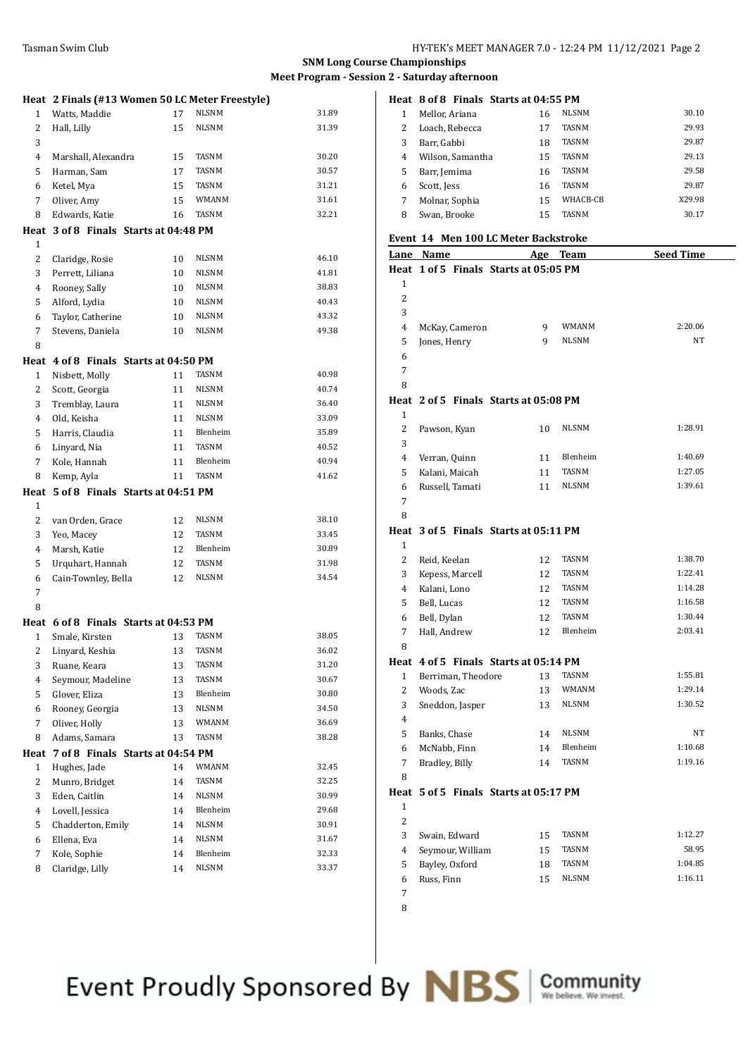## SNM Long Course Championships

### Meet Program - Session 2 - Saturday afternoon

**Heat 2 Finals (#13 Women 50 LC Meter Freestyle)**

| Lane | Name | Age | Team | Seed Time |
|---|---|---|---|---|
| 1 | Watts, Maddie | 17 | NLSNM | 31.89 |
| 2 | Hall, Lilly | 15 | NLSNM | 31.39 |
| 3 | | | | |
| 4 | Marshall, Alexandra | 15 | TASNM | 30.20 |
| 5 | Harman, Sam | 17 | TASNM | 30.57 |
| 6 | Ketel, Mya | 15 | TASNM | 31.21 |
| 7 | Oliver, Amy | 15 | WMANM | 31.61 |
| 8 | Edwards, Katie | 16 | TASNM | 32.21 |

**Heat 3 of 8 Finals Starts at 04:48 PM**

| Lane | Name | Age | Team | Seed Time |
|---|---|---|---|---|
| 1 | | | | |
| 2 | Claridge, Rosie | 10 | NLSNM | 46.10 |
| 3 | Perrett, Liliana | 10 | NLSNM | 41.81 |
| 4 | Rooney, Sally | 10 | NLSNM | 38.83 |
| 5 | Alford, Lydia | 10 | NLSNM | 40.43 |
| 6 | Taylor, Catherine | 10 | NLSNM | 43.32 |
| 7 | Stevens, Daniela | 10 | NLSNM | 49.38 |
| 8 | | | | |

**Heat 4 of 8 Finals Starts at 04:50 PM**

| Lane | Name | Age | Team | Seed Time |
|---|---|---|---|---|
| 1 | Nisbett, Molly | 11 | TASNM | 40.98 |
| 2 | Scott, Georgia | 11 | NLSNM | 40.74 |
| 3 | Tremblay, Laura | 11 | NLSNM | 36.40 |
| 4 | Old, Keisha | 11 | NLSNM | 33.09 |
| 5 | Harris, Claudia | 11 | Blenheim | 35.89 |
| 6 | Linyard, Nia | 11 | TASNM | 40.52 |
| 7 | Kole, Hannah | 11 | Blenheim | 40.94 |
| 8 | Kemp, Ayla | 11 | TASNM | 41.62 |

**Heat 5 of 8 Finals Starts at 04:51 PM**

| Lane | Name | Age | Team | Seed Time |
|---|---|---|---|---|
| 1 | | | | |
| 2 | van Orden, Grace | 12 | NLSNM | 38.10 |
| 3 | Yeo, Macey | 12 | TASNM | 33.45 |
| 4 | Marsh, Katie | 12 | Blenheim | 30.89 |
| 5 | Urquhart, Hannah | 12 | TASNM | 31.98 |
| 6 | Cain-Townley, Bella | 12 | NLSNM | 34.54 |
| 7 | | | | |
| 8 | | | | |

**Heat 6 of 8 Finals Starts at 04:53 PM**

| Lane | Name | Age | Team | Seed Time |
|---|---|---|---|---|
| 1 | Smale, Kirsten | 13 | TASNM | 38.05 |
| 2 | Linyard, Keshia | 13 | TASNM | 36.02 |
| 3 | Ruane, Keara | 13 | TASNM | 31.20 |
| 4 | Seymour, Madeline | 13 | TASNM | 30.67 |
| 5 | Glover, Eliza | 13 | Blenheim | 30.80 |
| 6 | Rooney, Georgia | 13 | NLSNM | 34.50 |
| 7 | Oliver, Holly | 13 | WMANM | 36.69 |
| 8 | Adams, Samara | 13 | TASNM | 38.28 |

**Heat 7 of 8 Finals Starts at 04:54 PM**

| Lane | Name | Age | Team | Seed Time |
|---|---|---|---|---|
| 1 | Hughes, Jade | 14 | WMANM | 32.45 |
| 2 | Munro, Bridget | 14 | TASNM | 32.25 |
| 3 | Eden, Caitlin | 14 | NLSNM | 30.99 |
| 4 | Lovell, Jessica | 14 | Blenheim | 29.68 |
| 5 | Chadderton, Emily | 14 | NLSNM | 30.91 |
| 6 | Ellena, Eva | 14 | NLSNM | 31.67 |
| 7 | Kole, Sophie | 14 | Blenheim | 32.33 |
| 8 | Claridge, Lilly | 14 | NLSNM | 33.37 |

**Heat 8 of 8 Finals Starts at 04:55 PM**

| Lane | Name | Age | Team | Seed Time |
|---|---|---|---|---|
| 1 | Mellor, Ariana | 16 | NLSNM | 30.10 |
| 2 | Loach, Rebecca | 17 | TASNM | 29.93 |
| 3 | Barr, Gabbi | 18 | TASNM | 29.87 |
| 4 | Wilson, Samantha | 15 | TASNM | 29.13 |
| 5 | Barr, Jemima | 16 | TASNM | 29.58 |
| 6 | Scott, Jess | 16 | TASNM | 29.87 |
| 7 | Molnar, Sophia | 15 | WHACB-CB | X29.98 |
| 8 | Swan, Brooke | 15 | TASNM | 30.17 |

### Event 14 Men 100 LC Meter Backstroke

**Heat 1 of 5 Finals Starts at 05:05 PM**

| Lane | Name | Age | Team | Seed Time |
|---|---|---|---|---|
| 1 | | | | |
| 2 | | | | |
| 3 | | | | |
| 4 | McKay, Cameron | 9 | WMANM | 2:20.06 |
| 5 | Jones, Henry | 9 | NLSNM | NT |
| 6 | | | | |
| 7 | | | | |
| 8 | | | | |

**Heat 2 of 5 Finals Starts at 05:08 PM**

| Lane | Name | Age | Team | Seed Time |
|---|---|---|---|---|
| 1 | | | | |
| 2 | Pawson, Kyan | 10 | NLSNM | 1:28.91 |
| 3 | | | | |
| 4 | Verran, Quinn | 11 | Blenheim | 1:40.69 |
| 5 | Kalani, Maicah | 11 | TASNM | 1:27.05 |
| 6 | Russell, Tamati | 11 | NLSNM | 1:39.61 |
| 7 | | | | |
| 8 | | | | |

**Heat 3 of 5 Finals Starts at 05:11 PM**

| Lane | Name | Age | Team | Seed Time |
|---|---|---|---|---|
| 1 | | | | |
| 2 | Reid, Keelan | 12 | TASNM | 1:38.70 |
| 3 | Kepess, Marcell | 12 | TASNM | 1:22.41 |
| 4 | Kalani, Lono | 12 | TASNM | 1:14.28 |
| 5 | Bell, Lucas | 12 | TASNM | 1:16.58 |
| 6 | Bell, Dylan | 12 | TASNM | 1:30.44 |
| 7 | Hall, Andrew | 12 | Blenheim | 2:03.41 |
| 8 | | | | |

**Heat 4 of 5 Finals Starts at 05:14 PM**

| Lane | Name | Age | Team | Seed Time |
|---|---|---|---|---|
| 1 | Berriman, Theodore | 13 | TASNM | 1:55.81 |
| 2 | Woods, Zac | 13 | WMANM | 1:29.14 |
| 3 | Sneddon, Jasper | 13 | NLSNM | 1:30.52 |
| 4 | | | | |
| 5 | Banks, Chase | 14 | NLSNM | NT |
| 6 | McNabb, Finn | 14 | Blenheim | 1:10.68 |
| 7 | Bradley, Billy | 14 | TASNM | 1:19.16 |
| 8 | | | | |

**Heat 5 of 5 Finals Starts at 05:17 PM**

| Lane | Name | Age | Team | Seed Time |
|---|---|---|---|---|
| 1 | | | | |
| 2 | | | | |
| 3 | Swain, Edward | 15 | TASNM | 1:12.27 |
| 4 | Seymour, William | 15 | TASNM | 58.95 |
| 5 | Bayley, Oxford | 18 | TASNM | 1:04.85 |
| 6 | Russ, Finn | 15 | NLSNM | 1:16.11 |
| 7 | | | | |
| 8 | | | | |

Event Proudly Sponsored By NBS Community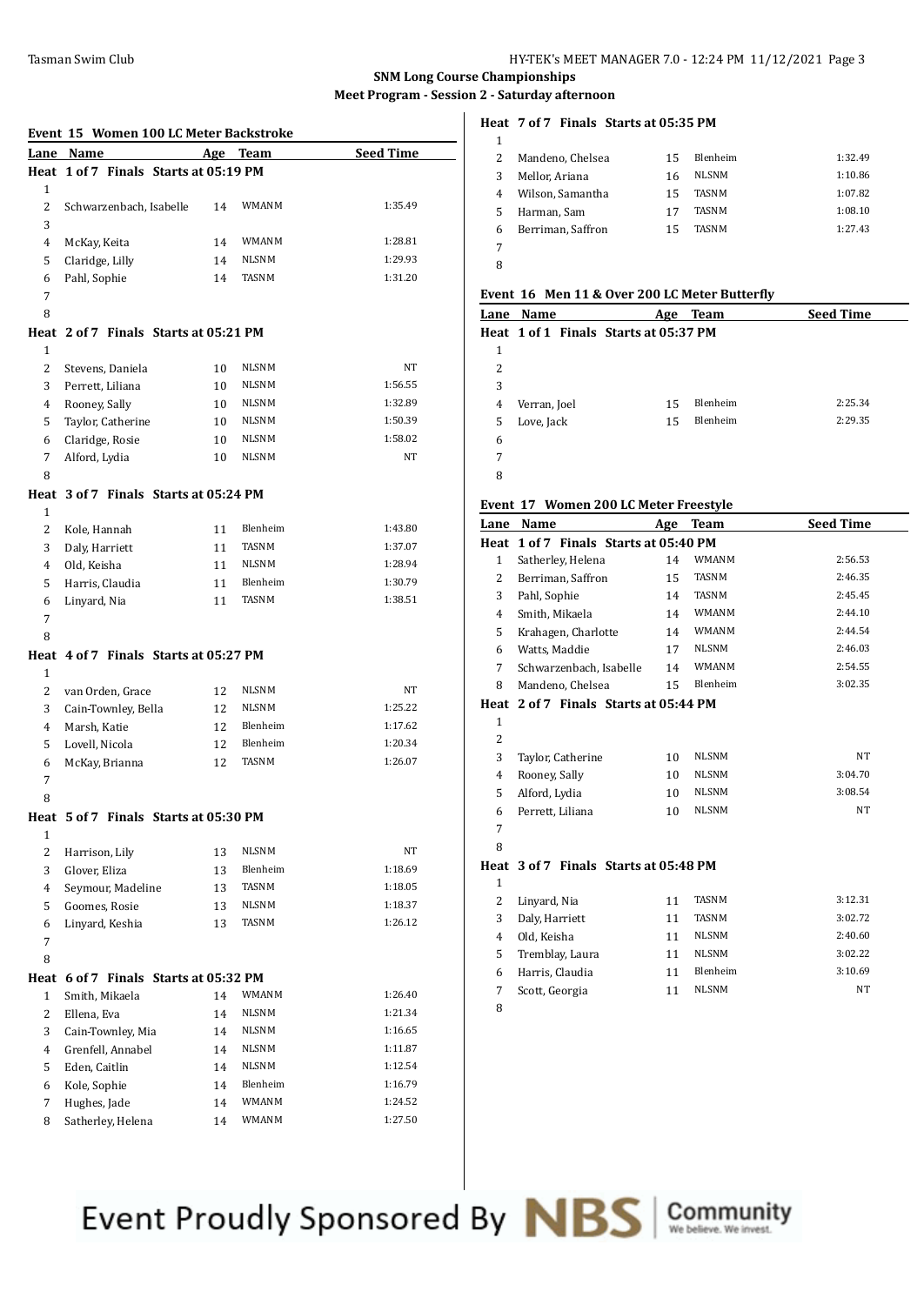## SNM Long Course Championships

### Meet Program - Session 2 - Saturday afternoon

**Event 15 Women 100 LC Meter Backstroke**

| Lane | Name | Age | Team | Seed Time |
|---|---|---|---|---|
| **Heat 1 of 7 Finals Starts at 05:19 PM** | | | | |
| 1 | | | | |
| 2 | Schwarzenbach, Isabelle | 14 | WMANM | 1:35.49 |
| 3 | | | | |
| 4 | McKay, Keita | 14 | WMANM | 1:28.81 |
| 5 | Claridge, Lilly | 14 | NLSNM | 1:29.93 |
| 6 | Pahl, Sophie | 14 | TASNM | 1:31.20 |
| 7 | | | | |
| 8 | | | | |
| **Heat 2 of 7 Finals Starts at 05:21 PM** | | | | |
| 1 | | | | |
| 2 | Stevens, Daniela | 10 | NLSNM | NT |
| 3 | Perrett, Liliana | 10 | NLSNM | 1:56.55 |
| 4 | Rooney, Sally | 10 | NLSNM | 1:32.89 |
| 5 | Taylor, Catherine | 10 | NLSNM | 1:50.39 |
| 6 | Claridge, Rosie | 10 | NLSNM | 1:58.02 |
| 7 | Alford, Lydia | 10 | NLSNM | NT |
| 8 | | | | |
| **Heat 3 of 7 Finals Starts at 05:24 PM** | | | | |
| 1 | | | | |
| 2 | Kole, Hannah | 11 | Blenheim | 1:43.80 |
| 3 | Daly, Harriett | 11 | TASNM | 1:37.07 |
| 4 | Old, Keisha | 11 | NLSNM | 1:28.94 |
| 5 | Harris, Claudia | 11 | Blenheim | 1:30.79 |
| 6 | Linyard, Nia | 11 | TASNM | 1:38.51 |
| 7 | | | | |
| 8 | | | | |
| **Heat 4 of 7 Finals Starts at 05:27 PM** | | | | |
| 1 | | | | |
| 2 | van Orden, Grace | 12 | NLSNM | NT |
| 3 | Cain-Townley, Bella | 12 | NLSNM | 1:25.22 |
| 4 | Marsh, Katie | 12 | Blenheim | 1:17.62 |
| 5 | Lovell, Nicola | 12 | Blenheim | 1:20.34 |
| 6 | McKay, Brianna | 12 | TASNM | 1:26.07 |
| 7 | | | | |
| 8 | | | | |
| **Heat 5 of 7 Finals Starts at 05:30 PM** | | | | |
| 1 | | | | |
| 2 | Harrison, Lily | 13 | NLSNM | NT |
| 3 | Glover, Eliza | 13 | Blenheim | 1:18.69 |
| 4 | Seymour, Madeline | 13 | TASNM | 1:18.05 |
| 5 | Goomes, Rosie | 13 | NLSNM | 1:18.37 |
| 6 | Linyard, Keshia | 13 | TASNM | 1:26.12 |
| 7 | | | | |
| 8 | | | | |
| **Heat 6 of 7 Finals Starts at 05:32 PM** | | | | |
| 1 | Smith, Mikaela | 14 | WMANM | 1:26.40 |
| 2 | Ellena, Eva | 14 | NLSNM | 1:21.34 |
| 3 | Cain-Townley, Mia | 14 | NLSNM | 1:16.65 |
| 4 | Grenfell, Annabel | 14 | NLSNM | 1:11.87 |
| 5 | Eden, Caitlin | 14 | NLSNM | 1:12.54 |
| 6 | Kole, Sophie | 14 | Blenheim | 1:16.79 |
| 7 | Hughes, Jade | 14 | WMANM | 1:24.52 |
| 8 | Satherley, Helena | 14 | WMANM | 1:27.50 |
| **Heat 7 of 7 Finals Starts at 05:35 PM** | | | | |
| 1 | | | | |
| 2 | Mandeno, Chelsea | 15 | Blenheim | 1:32.49 |
| 3 | Mellor, Ariana | 16 | NLSNM | 1:10.86 |
| 4 | Wilson, Samantha | 15 | TASNM | 1:07.82 |
| 5 | Harman, Sam | 17 | TASNM | 1:08.10 |
| 6 | Berriman, Saffron | 15 | TASNM | 1:27.43 |
| 7 | | | | |
| 8 | | | | |

**Event 16 Men 11 & Over 200 LC Meter Butterfly**

| Lane | Name | Age | Team | Seed Time |
|---|---|---|---|---|
| **Heat 1 of 1 Finals Starts at 05:37 PM** | | | | |
| 1 | | | | |
| 2 | | | | |
| 3 | | | | |
| 4 | Verran, Joel | 15 | Blenheim | 2:25.34 |
| 5 | Love, Jack | 15 | Blenheim | 2:29.35 |
| 6 | | | | |
| 7 | | | | |
| 8 | | | | |

**Event 17 Women 200 LC Meter Freestyle**

| Lane | Name | Age | Team | Seed Time |
|---|---|---|---|---|
| **Heat 1 of 7 Finals Starts at 05:40 PM** | | | | |
| 1 | Satherley, Helena | 14 | WMANM | 2:56.53 |
| 2 | Berriman, Saffron | 15 | TASNM | 2:46.35 |
| 3 | Pahl, Sophie | 14 | TASNM | 2:45.45 |
| 4 | Smith, Mikaela | 14 | WMANM | 2:44.10 |
| 5 | Krahagen, Charlotte | 14 | WMANM | 2:44.54 |
| 6 | Watts, Maddie | 17 | NLSNM | 2:46.03 |
| 7 | Schwarzenbach, Isabelle | 14 | WMANM | 2:54.55 |
| 8 | Mandeno, Chelsea | 15 | Blenheim | 3:02.35 |
| **Heat 2 of 7 Finals Starts at 05:44 PM** | | | | |
| 1 | | | | |
| 2 | | | | |
| 3 | Taylor, Catherine | 10 | NLSNM | NT |
| 4 | Rooney, Sally | 10 | NLSNM | 3:04.70 |
| 5 | Alford, Lydia | 10 | NLSNM | 3:08.54 |
| 6 | Perrett, Liliana | 10 | NLSNM | NT |
| 7 | | | | |
| 8 | | | | |
| **Heat 3 of 7 Finals Starts at 05:48 PM** | | | | |
| 1 | | | | |
| 2 | Linyard, Nia | 11 | TASNM | 3:12.31 |
| 3 | Daly, Harriett | 11 | TASNM | 3:02.72 |
| 4 | Old, Keisha | 11 | NLSNM | 2:40.60 |
| 5 | Tremblay, Laura | 11 | NLSNM | 3:02.22 |
| 6 | Harris, Claudia | 11 | Blenheim | 3:10.69 |
| 7 | Scott, Georgia | 11 | NLSNM | NT |
| 8 | | | | |

Event Proudly Sponsored By NBS Community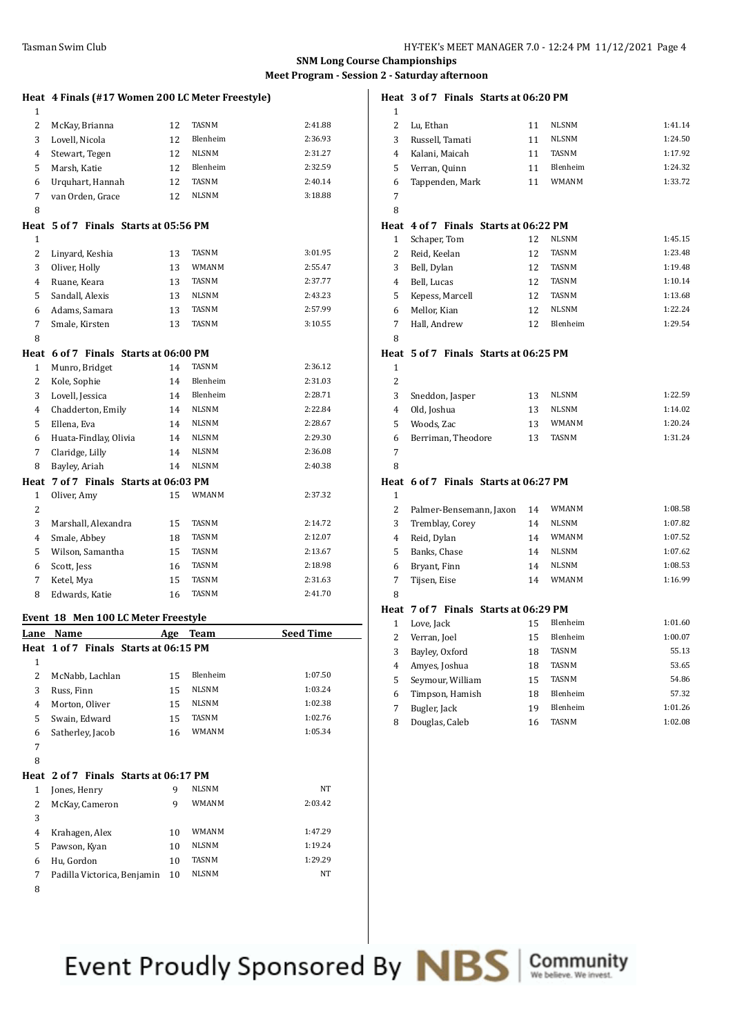## SNM Long Course Championships

### Meet Program - Session 2 - Saturday afternoon

**Heat 4 Finals (#17 Women 200 LC Meter Freestyle)**

| Lane | Name | Age | Team | Seed Time |
|---|---|---|---|---|
| 1 | | | | |
| 2 | McKay, Brianna | 12 | TASNM | 2:41.88 |
| 3 | Lovell, Nicola | 12 | Blenheim | 2:36.93 |
| 4 | Stewart, Tegen | 12 | NLSNM | 2:31.27 |
| 5 | Marsh, Katie | 12 | Blenheim | 2:32.59 |
| 6 | Urquhart, Hannah | 12 | TASNM | 2:40.14 |
| 7 | van Orden, Grace | 12 | NLSNM | 3:18.88 |
| 8 | | | | |

**Heat 5 of 7 Finals Starts at 05:56 PM**

| Lane | Name | Age | Team | Seed Time |
|---|---|---|---|---|
| 1 | | | | |
| 2 | Linyard, Keshia | 13 | TASNM | 3:01.95 |
| 3 | Oliver, Holly | 13 | WMANM | 2:55.47 |
| 4 | Ruane, Keara | 13 | TASNM | 2:37.77 |
| 5 | Sandall, Alexis | 13 | NLSNM | 2:43.23 |
| 6 | Adams, Samara | 13 | TASNM | 2:57.99 |
| 7 | Smale, Kirsten | 13 | TASNM | 3:10.55 |
| 8 | | | | |

**Heat 6 of 7 Finals Starts at 06:00 PM**

| Lane | Name | Age | Team | Seed Time |
|---|---|---|---|---|
| 1 | Munro, Bridget | 14 | TASNM | 2:36.12 |
| 2 | Kole, Sophie | 14 | Blenheim | 2:31.03 |
| 3 | Lovell, Jessica | 14 | Blenheim | 2:28.71 |
| 4 | Chadderton, Emily | 14 | NLSNM | 2:22.84 |
| 5 | Ellena, Eva | 14 | NLSNM | 2:28.67 |
| 6 | Huata-Findlay, Olivia | 14 | NLSNM | 2:29.30 |
| 7 | Claridge, Lilly | 14 | NLSNM | 2:36.08 |
| 8 | Bayley, Ariah | 14 | NLSNM | 2:40.38 |

**Heat 7 of 7 Finals Starts at 06:03 PM**

| Lane | Name | Age | Team | Seed Time |
|---|---|---|---|---|
| 1 | Oliver, Amy | 15 | WMANM | 2:37.32 |
| 2 | | | | |
| 3 | Marshall, Alexandra | 15 | TASNM | 2:14.72 |
| 4 | Smale, Abbey | 18 | TASNM | 2:12.07 |
| 5 | Wilson, Samantha | 15 | TASNM | 2:13.67 |
| 6 | Scott, Jess | 16 | TASNM | 2:18.98 |
| 7 | Ketel, Mya | 15 | TASNM | 2:31.63 |
| 8 | Edwards, Katie | 16 | TASNM | 2:41.70 |

### Event 18 Men 100 LC Meter Freestyle

**Heat 1 of 7 Finals Starts at 06:15 PM**

| Lane | Name | Age | Team | Seed Time |
|---|---|---|---|---|
| 1 | | | | |
| 2 | McNabb, Lachlan | 15 | Blenheim | 1:07.50 |
| 3 | Russ, Finn | 15 | NLSNM | 1:03.24 |
| 4 | Morton, Oliver | 15 | NLSNM | 1:02.38 |
| 5 | Swain, Edward | 15 | TASNM | 1:02.76 |
| 6 | Satherley, Jacob | 16 | WMANM | 1:05.34 |
| 7 | | | | |
| 8 | | | | |

**Heat 2 of 7 Finals Starts at 06:17 PM**

| Lane | Name | Age | Team | Seed Time |
|---|---|---|---|---|
| 1 | Jones, Henry | 9 | NLSNM | NT |
| 2 | McKay, Cameron | 9 | WMANM | 2:03.42 |
| 3 | | | | |
| 4 | Krahagen, Alex | 10 | WMANM | 1:47.29 |
| 5 | Pawson, Kyan | 10 | NLSNM | 1:19.24 |
| 6 | Hu, Gordon | 10 | TASNM | 1:29.29 |
| 7 | Padilla Victorica, Benjamin | 10 | NLSNM | NT |
| 8 | | | | |

**Heat 3 of 7 Finals Starts at 06:20 PM**

| Lane | Name | Age | Team | Seed Time |
|---|---|---|---|---|
| 1 | | | | |
| 2 | Lu, Ethan | 11 | NLSNM | 1:41.14 |
| 3 | Russell, Tamati | 11 | NLSNM | 1:24.50 |
| 4 | Kalani, Maicah | 11 | TASNM | 1:17.92 |
| 5 | Verran, Quinn | 11 | Blenheim | 1:24.32 |
| 6 | Tappenden, Mark | 11 | WMANM | 1:33.72 |
| 7 | | | | |
| 8 | | | | |

**Heat 4 of 7 Finals Starts at 06:22 PM**

| Lane | Name | Age | Team | Seed Time |
|---|---|---|---|---|
| 1 | Schaper, Tom | 12 | NLSNM | 1:45.15 |
| 2 | Reid, Keelan | 12 | TASNM | 1:23.48 |
| 3 | Bell, Dylan | 12 | TASNM | 1:19.48 |
| 4 | Bell, Lucas | 12 | TASNM | 1:10.14 |
| 5 | Kepess, Marcell | 12 | TASNM | 1:13.68 |
| 6 | Mellor, Kian | 12 | NLSNM | 1:22.24 |
| 7 | Hall, Andrew | 12 | Blenheim | 1:29.54 |
| 8 | | | | |

**Heat 5 of 7 Finals Starts at 06:25 PM**

| Lane | Name | Age | Team | Seed Time |
|---|---|---|---|---|
| 1 | | | | |
| 2 | | | | |
| 3 | Sneddon, Jasper | 13 | NLSNM | 1:22.59 |
| 4 | Old, Joshua | 13 | NLSNM | 1:14.02 |
| 5 | Woods, Zac | 13 | WMANM | 1:20.24 |
| 6 | Berriman, Theodore | 13 | TASNM | 1:31.24 |
| 7 | | | | |
| 8 | | | | |

**Heat 6 of 7 Finals Starts at 06:27 PM**

| Lane | Name | Age | Team | Seed Time |
|---|---|---|---|---|
| 1 | | | | |
| 2 | Palmer-Bensemann, Jaxon | 14 | WMANM | 1:08.58 |
| 3 | Tremblay, Corey | 14 | NLSNM | 1:07.82 |
| 4 | Reid, Dylan | 14 | WMANM | 1:07.52 |
| 5 | Banks, Chase | 14 | NLSNM | 1:07.62 |
| 6 | Bryant, Finn | 14 | NLSNM | 1:08.53 |
| 7 | Tijsen, Eise | 14 | WMANM | 1:16.99 |
| 8 | | | | |

**Heat 7 of 7 Finals Starts at 06:29 PM**

| Lane | Name | Age | Team | Seed Time |
|---|---|---|---|---|
| 1 | Love, Jack | 15 | Blenheim | 1:01.60 |
| 2 | Verran, Joel | 15 | Blenheim | 1:00.07 |
| 3 | Bayley, Oxford | 18 | TASNM | 55.13 |
| 4 | Amyes, Joshua | 18 | TASNM | 53.65 |
| 5 | Seymour, William | 15 | TASNM | 54.86 |
| 6 | Timpson, Hamish | 18 | Blenheim | 57.32 |
| 7 | Bugler, Jack | 19 | Blenheim | 1:01.26 |
| 8 | Douglas, Caleb | 16 | TASNM | 1:02.08 |

Event Proudly Sponsored By NBS Community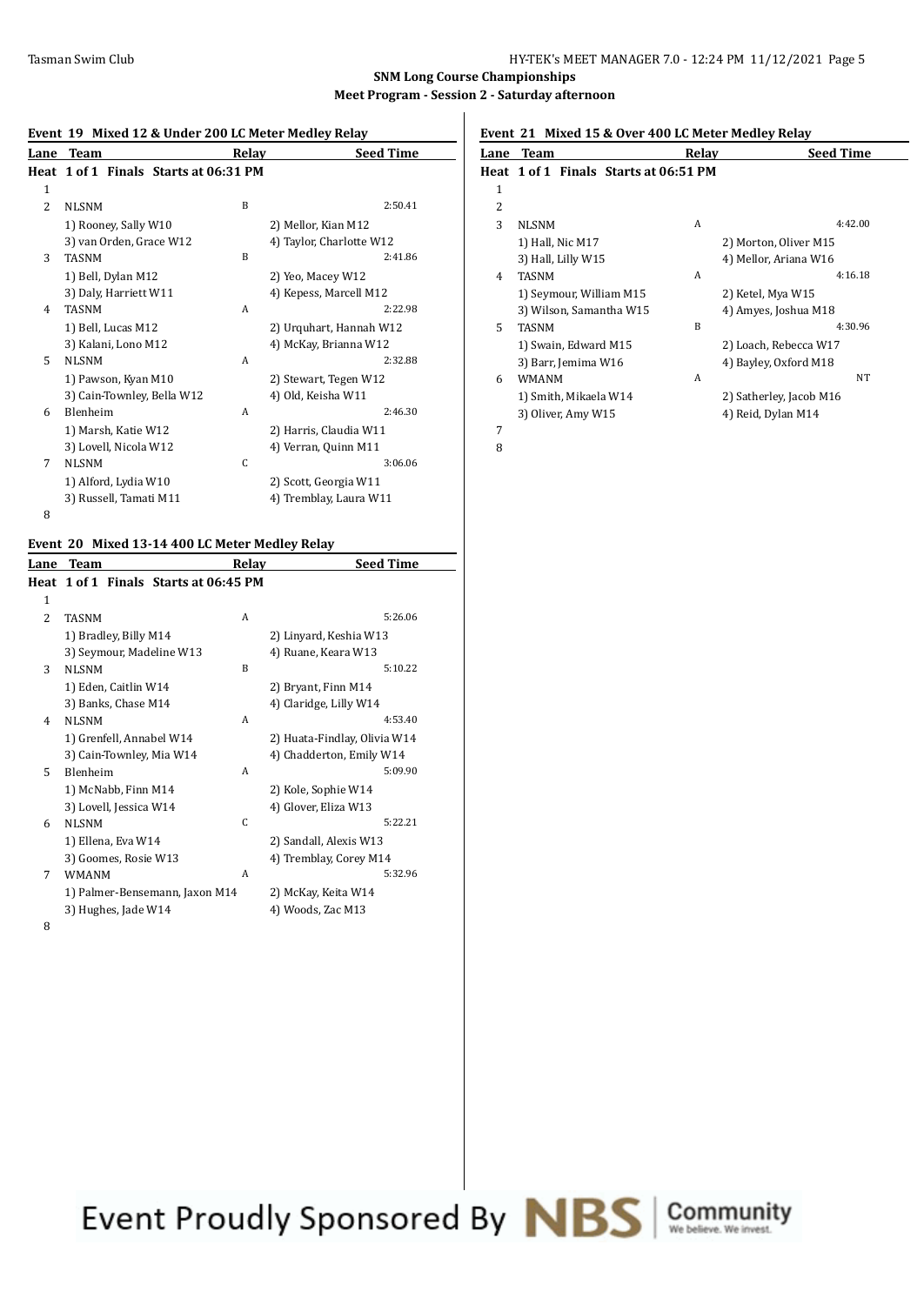**SNM Long Course Championships**

**Meet Program - Session 2 - Saturday afternoon**

### Event 19 Mixed 12 & Under 200 LC Meter Medley Relay

| Lane | Team | Relay | Seed Time |
|---|---|---|---|
| **Heat 1 of 1 Finals Starts at 06:31 PM** | | | |
| 1 | | | |
| 2 | NLSNM | B | 2:50.41 |
| | 1) Rooney, Sally W10 | | 2) Mellor, Kian M12 |
| | 3) van Orden, Grace W12 | | 4) Taylor, Charlotte W12 |
| 3 | TASNM | B | 2:41.86 |
| | 1) Bell, Dylan M12 | | 2) Yeo, Macey W12 |
| | 3) Daly, Harriett W11 | | 4) Kepess, Marcell M12 |
| 4 | TASNM | A | 2:22.98 |
| | 1) Bell, Lucas M12 | | 2) Urquhart, Hannah W12 |
| | 3) Kalani, Lono M12 | | 4) McKay, Brianna W12 |
| 5 | NLSNM | A | 2:32.88 |
| | 1) Pawson, Kyan M10 | | 2) Stewart, Tegen W12 |
| | 3) Cain-Townley, Bella W12 | | 4) Old, Keisha W11 |
| 6 | Blenheim | A | 2:46.30 |
| | 1) Marsh, Katie W12 | | 2) Harris, Claudia W11 |
| | 3) Lovell, Nicola W12 | | 4) Verran, Quinn M11 |
| 7 | NLSNM | C | 3:06.06 |
| | 1) Alford, Lydia W10 | | 2) Scott, Georgia W11 |
| | 3) Russell, Tamati M11 | | 4) Tremblay, Laura W11 |
| 8 | | | |

### Event 20 Mixed 13-14 400 LC Meter Medley Relay

| Lane | Team | Relay | Seed Time |
|---|---|---|---|
| **Heat 1 of 1 Finals Starts at 06:45 PM** | | | |
| 1 | | | |
| 2 | TASNM | A | 5:26.06 |
| | 1) Bradley, Billy M14 | | 2) Linyard, Keshia W13 |
| | 3) Seymour, Madeline W13 | | 4) Ruane, Keara W13 |
| 3 | NLSNM | B | 5:10.22 |
| | 1) Eden, Caitlin W14 | | 2) Bryant, Finn M14 |
| | 3) Banks, Chase M14 | | 4) Claridge, Lilly W14 |
| 4 | NLSNM | A | 4:53.40 |
| | 1) Grenfell, Annabel W14 | | 2) Huata-Findlay, Olivia W14 |
| | 3) Cain-Townley, Mia W14 | | 4) Chadderton, Emily W14 |
| 5 | Blenheim | A | 5:09.90 |
| | 1) McNabb, Finn M14 | | 2) Kole, Sophie W14 |
| | 3) Lovell, Jessica W14 | | 4) Glover, Eliza W13 |
| 6 | NLSNM | C | 5:22.21 |
| | 1) Ellena, Eva W14 | | 2) Sandall, Alexis W13 |
| | 3) Goomes, Rosie W13 | | 4) Tremblay, Corey M14 |
| 7 | WMANM | A | 5:32.96 |
| | 1) Palmer-Bensemann, Jaxon M14 | | 2) McKay, Keita W14 |
| | 3) Hughes, Jade W14 | | 4) Woods, Zac M13 |
| 8 | | | |

### Event 21 Mixed 15 & Over 400 LC Meter Medley Relay

| Lane | Team | Relay | Seed Time |
|---|---|---|---|
| **Heat 1 of 1 Finals Starts at 06:51 PM** | | | |
| 1 | | | |
| 2 | | | |
| 3 | NLSNM | A | 4:42.00 |
| | 1) Hall, Nic M17 | | 2) Morton, Oliver M15 |
| | 3) Hall, Lilly W15 | | 4) Mellor, Ariana W16 |
| 4 | TASNM | A | 4:16.18 |
| | 1) Seymour, William M15 | | 2) Ketel, Mya W15 |
| | 3) Wilson, Samantha W15 | | 4) Amyes, Joshua M18 |
| 5 | TASNM | B | 4:30.96 |
| | 1) Swain, Edward M15 | | 2) Loach, Rebecca W17 |
| | 3) Barr, Jemima W16 | | 4) Bayley, Oxford M18 |
| 6 | WMANM | A | NT |
| | 1) Smith, Mikaela W14 | | 2) Satherley, Jacob M16 |
| | 3) Oliver, Amy W15 | | 4) Reid, Dylan M14 |
| 7 | | | |
| 8 | | | |

Event Proudly Sponsored By NBS Community